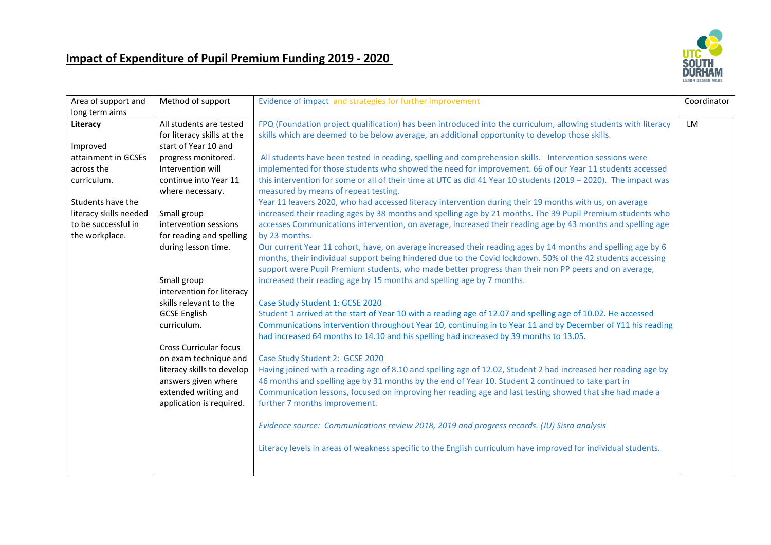# Impact of Expenditure of Pupil Premium Funding 2019 - 2020

| Area of support and long term aims | Method of support | Evidence of impact and strategies for further improvement | Coordinator |
|---|---|---|---|
| **Literacy**<br><br>Improved attainment in GCSEs across the curriculum.<br><br>Students have the literacy skills needed to be successful in the workplace. | All students are tested for literacy skills at the start of Year 10 and progress monitored. Intervention will continue into Year 11 where necessary.<br><br>Small group intervention sessions for reading and spelling during lesson time.<br><br>Small group intervention for literacy skills relevant to the GCSE English curriculum.<br><br>Cross Curricular focus on exam technique and literacy skills to develop answers given where extended writing and application is required. | FPQ (Foundation project qualification) has been introduced into the curriculum, allowing students with literacy skills which are deemed to be below average, an additional opportunity to develop those skills.<br><br>All students have been tested in reading, spelling and comprehension skills. Intervention sessions were implemented for those students who showed the need for improvement. 66 of our Year 11 students accessed this intervention for some or all of their time at UTC as did 41 Year 10 students (2019 – 2020). The impact was measured by means of repeat testing.<br>Year 11 leavers 2020, who had accessed literacy intervention during their 19 months with us, on average increased their reading ages by 38 months and spelling age by 21 months. The 39 Pupil Premium students who accesses Communications intervention, on average, increased their reading age by 43 months and spelling age by 23 months.<br>Our current Year 11 cohort, have, on average increased their reading ages by 14 months and spelling age by 6 months, their individual support being hindered due to the Covid lockdown. 50% of the 42 students accessing support were Pupil Premium students, who made better progress than their non PP peers and on average, increased their reading age by 15 months and spelling age by 7 months.<br><br>Case Study Student 1: GCSE 2020<br>Student 1 arrived at the start of Year 10 with a reading age of 12.07 and spelling age of 10.02. He accessed Communications intervention throughout Year 10, continuing in to Year 11 and by December of Y11 his reading had increased 64 months to 14.10 and his spelling had increased by 39 months to 13.05.<br><br>Case Study Student 2: GCSE 2020<br>Having joined with a reading age of 8.10 and spelling age of 12.02, Student 2 had increased her reading age by 46 months and spelling age by 31 months by the end of Year 10. Student 2 continued to take part in Communication lessons, focused on improving her reading age and last testing showed that she had made a further 7 months improvement.<br><br>*Evidence source: Communications review 2018, 2019 and progress records. (JU) Sisra analysis*<br><br>Literacy levels in areas of weakness specific to the English curriculum have improved for individual students. | LM |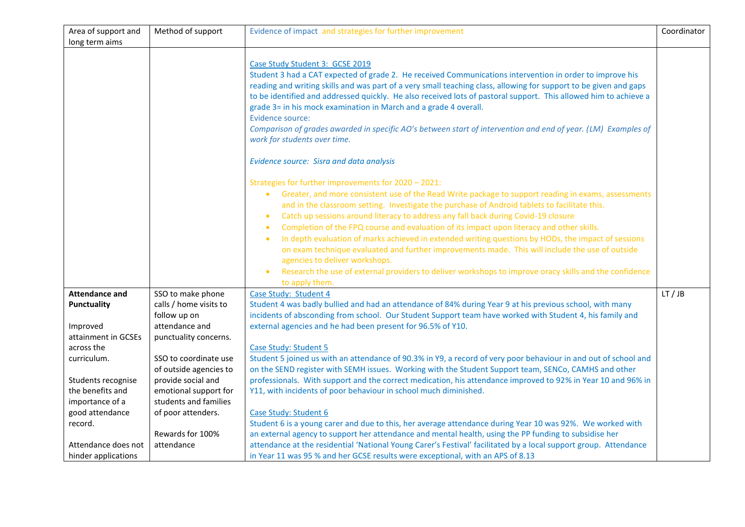| Area of support and long term aims | Method of support | Evidence of impact and strategies for further improvement | Coordinator |
|---|---|---|---|
| | | Case Study Student 3: GCSE 2019<br>Student 3 had a CAT expected of grade 2. He received Communications intervention in order to improve his reading and writing skills and was part of a very small teaching class, allowing for support to be given and gaps to be identified and addressed quickly. He also received lots of pastoral support. This allowed him to achieve a grade 3= in his mock examination in March and a grade 4 overall.<br>Evidence source:<br>*Comparison of grades awarded in specific AO's between start of intervention and end of year. (LM) Examples of work for students over time.*<br><br>*Evidence source: Sisra and data analysis*<br><br>Strategies for further improvements for 2020 – 2021:<br>• Greater, and more consistent use of the Read Write package to support reading in exams, assessments and in the classroom setting. Investigate the purchase of Android tablets to facilitate this.<br>• Catch up sessions around literacy to address any fall back during Covid-19 closure<br>• Completion of the FPQ course and evaluation of its impact upon literacy and other skills.<br>• In depth evaluation of marks achieved in extended writing questions by HODs, the impact of sessions on exam technique evaluated and further improvements made. This will include the use of outside agencies to deliver workshops.<br>• Research the use of external providers to deliver workshops to improve oracy skills and the confidence to apply them. | |
| **Attendance and Punctuality**<br><br>Improved attainment in GCSEs across the curriculum.<br><br>Students recognise the benefits and importance of a good attendance record.<br><br>Attendance does not hinder applications | SSO to make phone calls / home visits to follow up on attendance and punctuality concerns.<br><br>SSO to coordinate use of outside agencies to provide social and emotional support for students and families of poor attenders.<br><br>Rewards for 100% attendance | Case Study: Student 4<br>Student 4 was badly bullied and had an attendance of 84% during Year 9 at his previous school, with many incidents of absconding from school. Our Student Support team have worked with Student 4, his family and external agencies and he had been present for 96.5% of Y10.<br><br>Case Study: Student 5<br>Student 5 joined us with an attendance of 90.3% in Y9, a record of very poor behaviour in and out of school and on the SEND register with SEMH issues. Working with the Student Support team, SENCo, CAMHS and other professionals. With support and the correct medication, his attendance improved to 92% in Year 10 and 96% in Y11, with incidents of poor behaviour in school much diminished.<br><br>Case Study: Student 6<br>Student 6 is a young carer and due to this, her average attendance during Year 10 was 92%. We worked with an external agency to support her attendance and mental health, using the PP funding to subsidise her attendance at the residential 'National Young Carer's Festival' facilitated by a local support group. Attendance in Year 11 was 95 % and her GCSE results were exceptional, with an APS of 8.13 | LT / JB |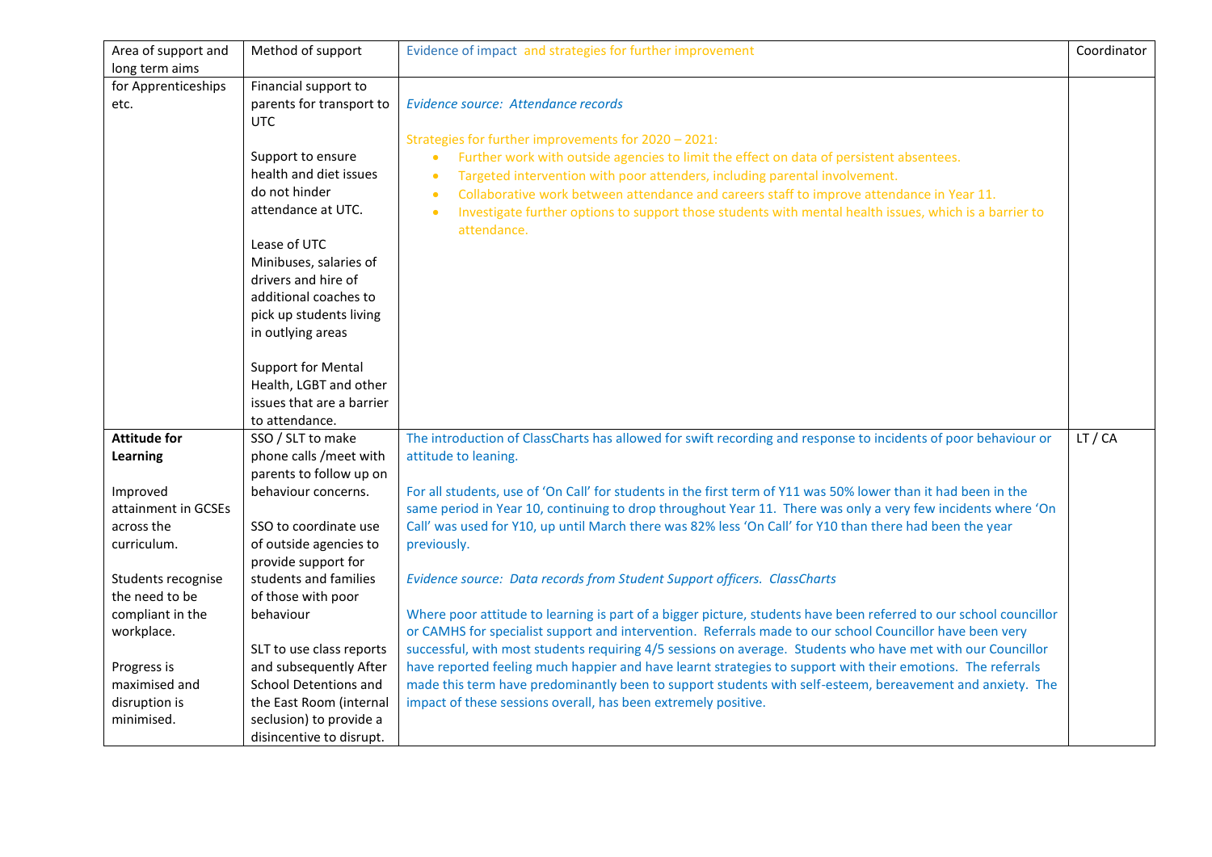| Area of support and long term aims | Method of support | Evidence of impact and strategies for further improvement | Coordinator |
|---|---|---|---|
| for Apprenticeships etc. | Financial support to parents for transport to UTC<br><br>Support to ensure health and diet issues do not hinder attendance at UTC.<br><br>Lease of UTC Minibuses, salaries of drivers and hire of additional coaches to pick up students living in outlying areas<br><br>Support for Mental Health, LGBT and other issues that are a barrier to attendance. | *Evidence source: Attendance records*<br><br>Strategies for further improvements for 2020 – 2021:<br>• Further work with outside agencies to limit the effect on data of persistent absentees.<br>• Targeted intervention with poor attenders, including parental involvement.<br>• Collaborative work between attendance and careers staff to improve attendance in Year 11.<br>• Investigate further options to support those students with mental health issues, which is a barrier to attendance. | |
| **Attitude for Learning**<br><br>Improved attainment in GCSEs across the curriculum.<br><br>Students recognise the need to be compliant in the workplace.<br><br>Progress is maximised and disruption is minimised. | SSO / SLT to make phone calls /meet with parents to follow up on behaviour concerns.<br><br>SSO to coordinate use of outside agencies to provide support for students and families of those with poor behaviour<br><br>SLT to use class reports and subsequently After School Detentions and the East Room (internal seclusion) to provide a disincentive to disrupt. | The introduction of ClassCharts has allowed for swift recording and response to incidents of poor behaviour or attitude to leaning.<br><br>For all students, use of 'On Call' for students in the first term of Y11 was 50% lower than it had been in the same period in Year 10, continuing to drop throughout Year 11. There was only a very few incidents where 'On Call' was used for Y10, up until March there was 82% less 'On Call' for Y10 than there had been the year previously.<br><br>*Evidence source: Data records from Student Support officers. ClassCharts*<br><br>Where poor attitude to learning is part of a bigger picture, students have been referred to our school councillor or CAMHS for specialist support and intervention. Referrals made to our school Councillor have been very successful, with most students requiring 4/5 sessions on average. Students who have met with our Councillor have reported feeling much happier and have learnt strategies to support with their emotions. The referrals made this term have predominantly been to support students with self-esteem, bereavement and anxiety. The impact of these sessions overall, has been extremely positive. | LT / CA |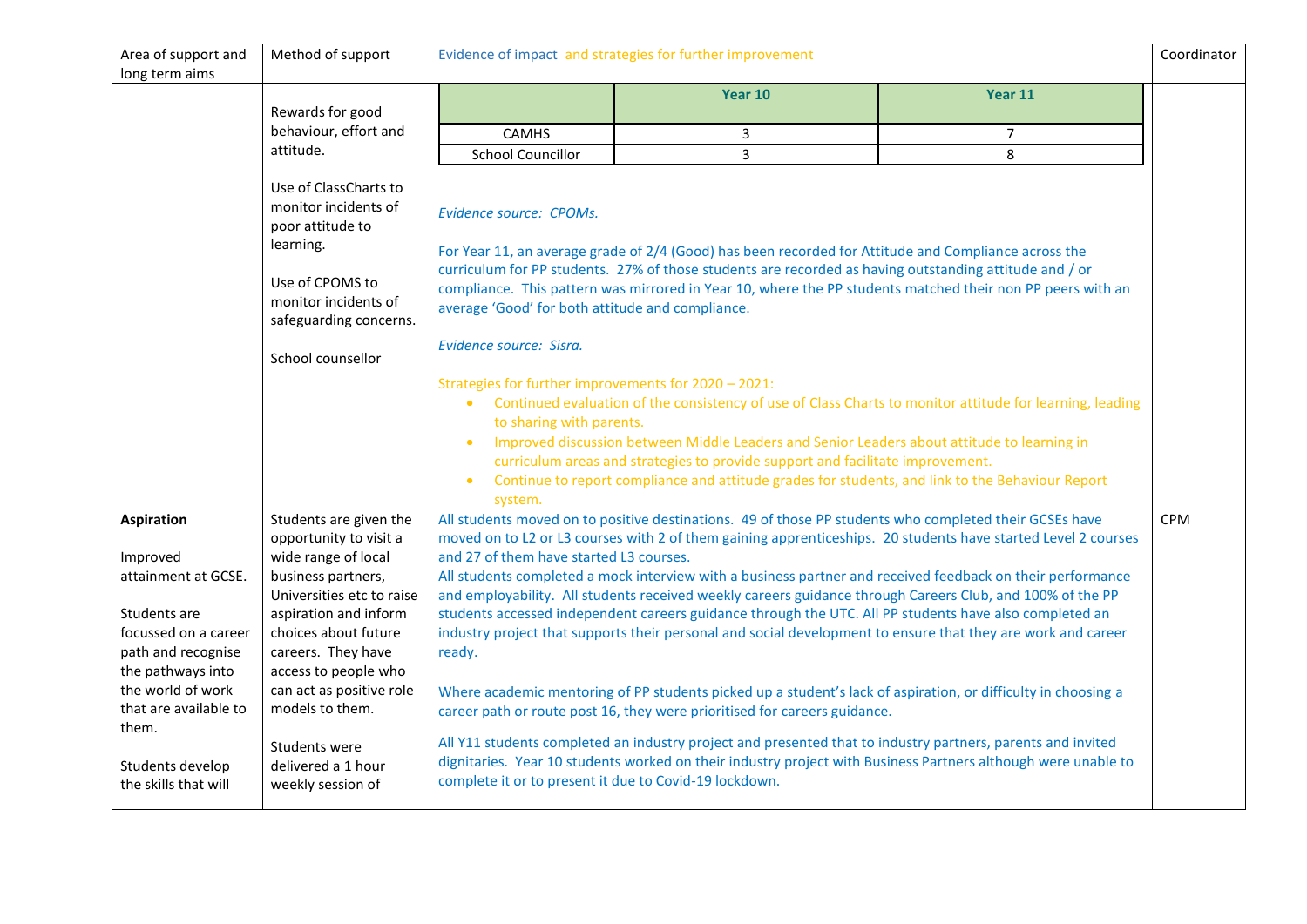| Area of support and long term aims | Method of support | Evidence of impact and strategies for further improvement | Coordinator |
|---|---|---|---|
| | Rewards for good behaviour, effort and attitude.<br><br>Use of ClassCharts to monitor incidents of poor attitude to learning.<br><br>Use of CPOMS to monitor incidents of safeguarding concerns.<br><br>School counsellor | <table><tr><th></th><th>Year 10</th><th>Year 11</th></tr><tr><td>CAMHS</td><td>3</td><td>7</td></tr><tr><td>School Councillor</td><td>3</td><td>8</td></tr></table><br>*Evidence source: CPOMs.*<br><br>For Year 11, an average grade of 2/4 (Good) has been recorded for Attitude and Compliance across the curriculum for PP students. 27% of those students are recorded as having outstanding attitude and / or compliance. This pattern was mirrored in Year 10, where the PP students matched their non PP peers with an average 'Good' for both attitude and compliance.<br><br>*Evidence source: Sisra.*<br><br>Strategies for further improvements for 2020 – 2021:<br>• Continued evaluation of the consistency of use of Class Charts to monitor attitude for learning, leading to sharing with parents.<br>• Improved discussion between Middle Leaders and Senior Leaders about attitude to learning in curriculum areas and strategies to provide support and facilitate improvement.<br>• Continue to report compliance and attitude grades for students, and link to the Behaviour Report system. | |
| **Aspiration**<br><br>Improved attainment at GCSE.<br><br>Students are focussed on a career path and recognise the pathways into the world of work that are available to them.<br><br>Students develop the skills that will | Students are given the opportunity to visit a wide range of local business partners, Universities etc to raise aspiration and inform choices about future careers. They have access to people who can act as positive role models to them.<br><br>Students were delivered a 1 hour weekly session of | All students moved on to positive destinations. 49 of those PP students who completed their GCSEs have moved on to L2 or L3 courses with 2 of them gaining apprenticeships. 20 students have started Level 2 courses and 27 of them have started L3 courses.<br>All students completed a mock interview with a business partner and received feedback on their performance and employability. All students received weekly careers guidance through Careers Club, and 100% of the PP students accessed independent careers guidance through the UTC. All PP students have also completed an industry project that supports their personal and social development to ensure that they are work and career ready.<br><br>Where academic mentoring of PP students picked up a student's lack of aspiration, or difficulty in choosing a career path or route post 16, they were prioritised for careers guidance.<br><br>All Y11 students completed an industry project and presented that to industry partners, parents and invited dignitaries. Year 10 students worked on their industry project with Business Partners although were unable to complete it or to present it due to Covid-19 lockdown. | CPM |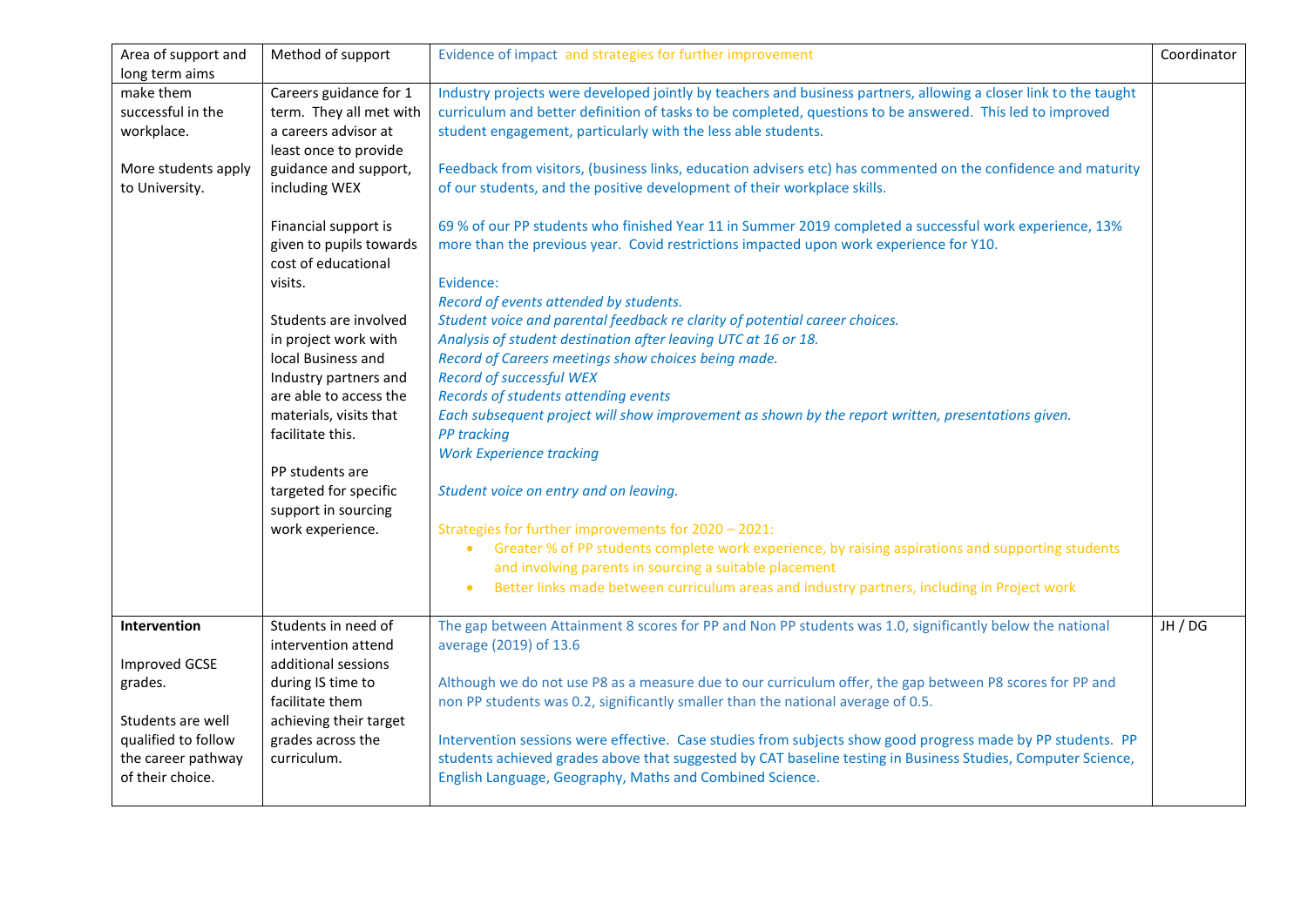| Area of support and long term aims | Method of support | Evidence of impact and strategies for further improvement | Coordinator |
|---|---|---|---|
| make them successful in the workplace.<br><br>More students apply to University. | Careers guidance for 1 term. They all met with a careers advisor at least once to provide guidance and support, including WEX<br><br>Financial support is given to pupils towards cost of educational visits.<br><br>Students are involved in project work with local Business and Industry partners and are able to access the materials, visits that facilitate this.<br><br>PP students are targeted for specific support in sourcing work experience. | Industry projects were developed jointly by teachers and business partners, allowing a closer link to the taught curriculum and better definition of tasks to be completed, questions to be answered. This led to improved student engagement, particularly with the less able students.<br><br>Feedback from visitors, (business links, education advisers etc) has commented on the confidence and maturity of our students, and the positive development of their workplace skills.<br><br>69 % of our PP students who finished Year 11 in Summer 2019 completed a successful work experience, 13% more than the previous year. Covid restrictions impacted upon work experience for Y10.<br><br>Evidence:<br>*Record of events attended by students.*<br>*Student voice and parental feedback re clarity of potential career choices.*<br>*Analysis of student destination after leaving UTC at 16 or 18.*<br>*Record of Careers meetings show choices being made.*<br>*Record of successful WEX*<br>*Records of students attending events*<br>*Each subsequent project will show improvement as shown by the report written, presentations given.*<br>*PP tracking*<br>*Work Experience tracking*<br><br>*Student voice on entry and on leaving.*<br><br>Strategies for further improvements for 2020 – 2021:<br>• Greater % of PP students complete work experience, by raising aspirations and supporting students and involving parents in sourcing a suitable placement<br>• Better links made between curriculum areas and industry partners, including in Project work | |
| **Intervention**<br><br>Improved GCSE grades.<br><br>Students are well qualified to follow the career pathway of their choice. | Students in need of intervention attend additional sessions during IS time to facilitate them achieving their target grades across the curriculum. | The gap between Attainment 8 scores for PP and Non PP students was 1.0, significantly below the national average (2019) of 13.6<br><br>Although we do not use P8 as a measure due to our curriculum offer, the gap between P8 scores for PP and non PP students was 0.2, significantly smaller than the national average of 0.5.<br><br>Intervention sessions were effective. Case studies from subjects show good progress made by PP students. PP students achieved grades above that suggested by CAT baseline testing in Business Studies, Computer Science, English Language, Geography, Maths and Combined Science. | JH / DG |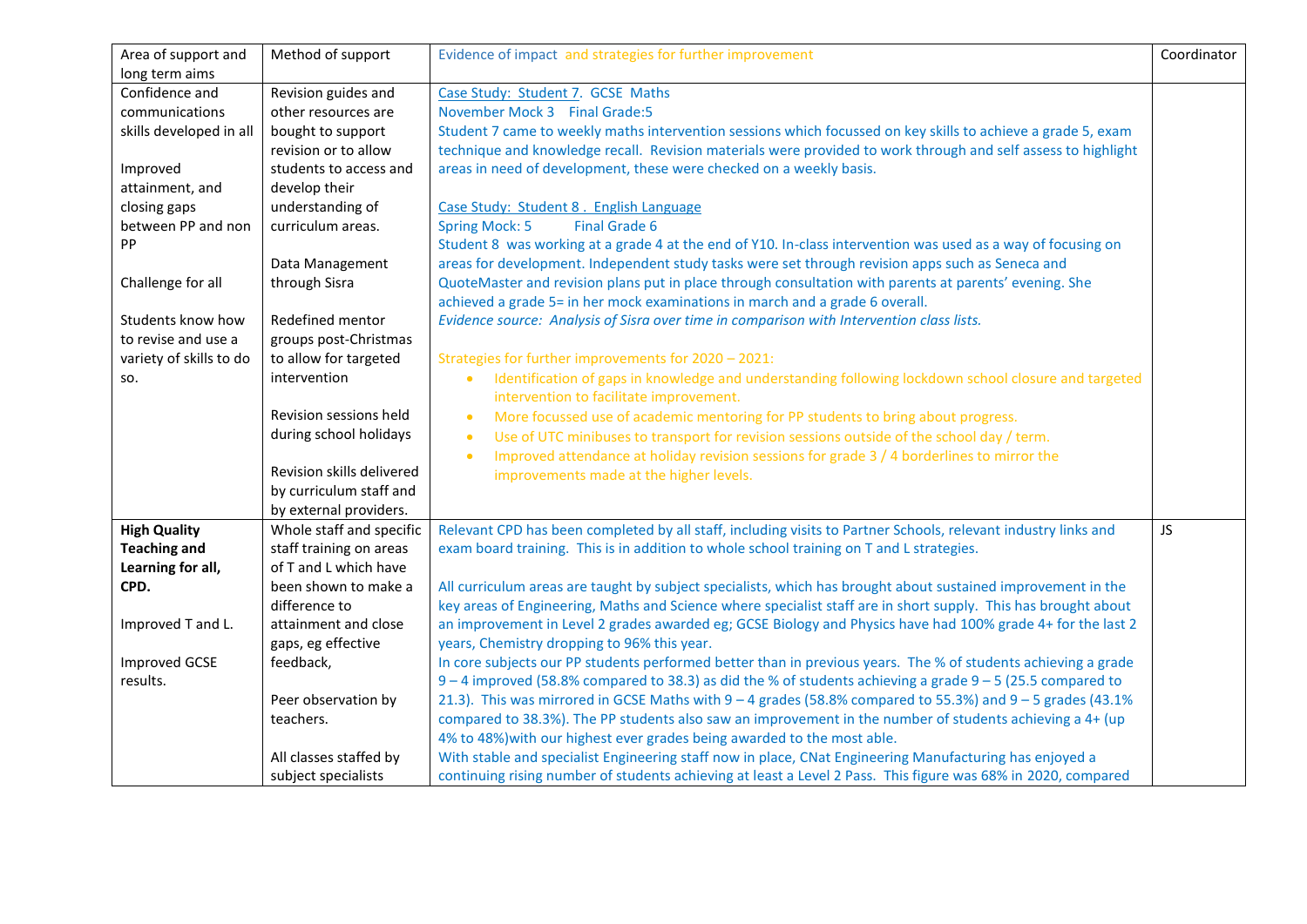| Area of support and long term aims | Method of support | Evidence of impact and strategies for further improvement | Coordinator |
|---|---|---|---|
| Confidence and communications skills developed in all<br><br>Improved attainment, and closing gaps between PP and non PP<br><br>Challenge for all<br><br>Students know how to revise and use a variety of skills to do so. | Revision guides and other resources are bought to support revision or to allow students to access and develop their understanding of curriculum areas.<br><br>Data Management through Sisra<br><br>Redefined mentor groups post-Christmas to allow for targeted intervention<br><br>Revision sessions held during school holidays<br><br>Revision skills delivered by curriculum staff and by external providers. | Case Study: Student 7. GCSE Maths<br>November Mock 3 Final Grade:5<br>Student 7 came to weekly maths intervention sessions which focussed on key skills to achieve a grade 5, exam technique and knowledge recall. Revision materials were provided to work through and self assess to highlight areas in need of development, these were checked on a weekly basis.<br><br>Case Study: Student 8 . English Language<br>Spring Mock: 5 Final Grade 6<br>Student 8 was working at a grade 4 at the end of Y10. In-class intervention was used as a way of focusing on areas for development. Independent study tasks were set through revision apps such as Seneca and QuoteMaster and revision plans put in place through consultation with parents at parents' evening. She achieved a grade 5= in her mock examinations in march and a grade 6 overall.<br>*Evidence source: Analysis of Sisra over time in comparison with Intervention class lists.*<br><br>Strategies for further improvements for 2020 – 2021:<br>• Identification of gaps in knowledge and understanding following lockdown school closure and targeted intervention to facilitate improvement.<br>• More focussed use of academic mentoring for PP students to bring about progress.<br>• Use of UTC minibuses to transport for revision sessions outside of the school day / term.<br>• Improved attendance at holiday revision sessions for grade 3 / 4 borderlines to mirror the improvements made at the higher levels. | |
| **High Quality Teaching and Learning for all, CPD.**<br><br>Improved T and L.<br><br>Improved GCSE results. | Whole staff and specific staff training on areas of T and L which have been shown to make a difference to attainment and close gaps, eg effective feedback,<br><br>Peer observation by teachers.<br><br>All classes staffed by subject specialists | Relevant CPD has been completed by all staff, including visits to Partner Schools, relevant industry links and exam board training. This is in addition to whole school training on T and L strategies.<br><br>All curriculum areas are taught by subject specialists, which has brought about sustained improvement in the key areas of Engineering, Maths and Science where specialist staff are in short supply. This has brought about an improvement in Level 2 grades awarded eg; GCSE Biology and Physics have had 100% grade 4+ for the last 2 years, Chemistry dropping to 96% this year.<br>In core subjects our PP students performed better than in previous years. The % of students achieving a grade 9 – 4 improved (58.8% compared to 38.3) as did the % of students achieving a grade 9 – 5 (25.5 compared to 21.3). This was mirrored in GCSE Maths with 9 – 4 grades (58.8% compared to 55.3%) and 9 – 5 grades (43.1% compared to 38.3%). The PP students also saw an improvement in the number of students achieving a 4+ (up 4% to 48%)with our highest ever grades being awarded to the most able.<br>With stable and specialist Engineering staff now in place, CNat Engineering Manufacturing has enjoyed a continuing rising number of students achieving at least a Level 2 Pass. This figure was 68% in 2020, compared | JS |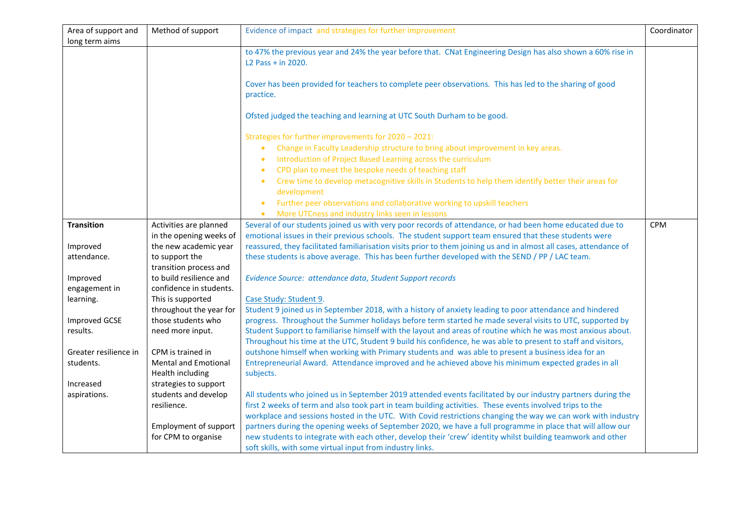| Area of support and long term aims | Method of support | Evidence of impact and strategies for further improvement | Coordinator |
|---|---|---|---|
| | | to 47% the previous year and 24% the year before that. CNat Engineering Design has also shown a 60% rise in L2 Pass + in 2020.<br><br>Cover has been provided for teachers to complete peer observations. This has led to the sharing of good practice.<br><br>Ofsted judged the teaching and learning at UTC South Durham to be good.<br><br>Strategies for further improvements for 2020 – 2021:<br>• Change in Faculty Leadership structure to bring about improvement in key areas.<br>• Introduction of Project Based Learning across the curriculum<br>• CPD plan to meet the bespoke needs of teaching staff<br>• Crew time to develop metacognitive skills in Students to help them identify better their areas for development<br>• Further peer observations and collaborative working to upskill teachers<br>• More UTCness and industry links seen in lessons | |
| **Transition**<br><br>Improved attendance.<br><br>Improved engagement in learning.<br><br>Improved GCSE results.<br><br>Greater resilience in students.<br><br>Increased aspirations. | Activities are planned in the opening weeks of the new academic year to support the transition process and to build resilience and confidence in students. This is supported throughout the year for those students who need more input.<br><br>CPM is trained in Mental and Emotional Health including strategies to support students and develop resilience.<br><br>Employment of support for CPM to organise | Several of our students joined us with very poor records of attendance, or had been home educated due to emotional issues in their previous schools. The student support team ensured that these students were reassured, they facilitated familiarisation visits prior to them joining us and in almost all cases, attendance of these students is above average. This has been further developed with the SEND / PP / LAC team.<br><br>*Evidence Source: attendance data, Student Support records*<br><br>Case Study: Student 9.<br>Student 9 joined us in September 2018, with a history of anxiety leading to poor attendance and hindered progress. Throughout the Summer holidays before term started he made several visits to UTC, supported by Student Support to familiarise himself with the layout and areas of routine which he was most anxious about. Throughout his time at the UTC, Student 9 build his confidence, he was able to present to staff and visitors, outshone himself when working with Primary students and was able to present a business idea for an Entrepreneurial Award. Attendance improved and he achieved above his minimum expected grades in all subjects.<br><br>All students who joined us in September 2019 attended events facilitated by our industry partners during the first 2 weeks of term and also took part in team building activities. These events involved trips to the workplace and sessions hosted in the UTC. With Covid restrictions changing the way we can work with industry partners during the opening weeks of September 2020, we have a full programme in place that will allow our new students to integrate with each other, develop their 'crew' identity whilst building teamwork and other soft skills, with some virtual input from industry links. | CPM |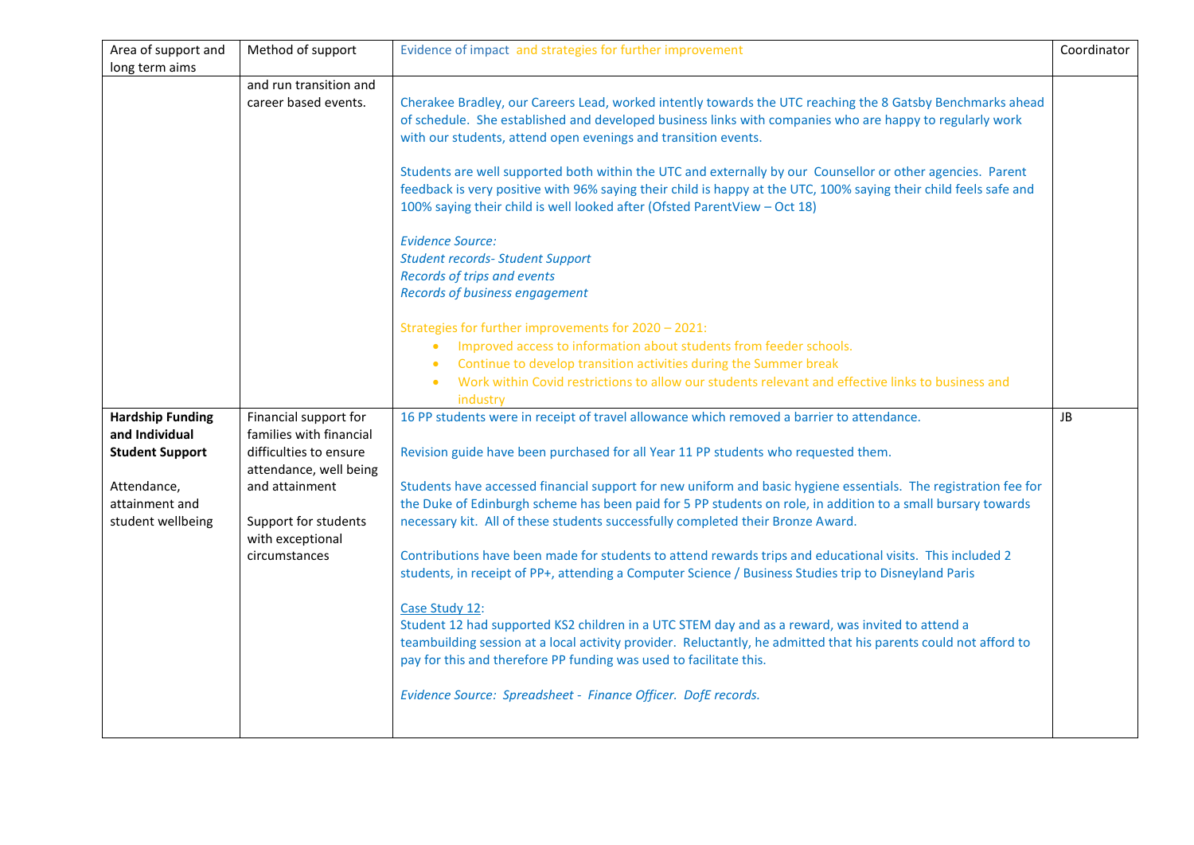| Area of support and long term aims | Method of support | Evidence of impact and strategies for further improvement | Coordinator |
|---|---|---|---|
| | and run transition and career based events. | Cherakee Bradley, our Careers Lead, worked intently towards the UTC reaching the 8 Gatsby Benchmarks ahead of schedule. She established and developed business links with companies who are happy to regularly work with our students, attend open evenings and transition events.<br><br>Students are well supported both within the UTC and externally by our Counsellor or other agencies. Parent feedback is very positive with 96% saying their child is happy at the UTC, 100% saying their child feels safe and 100% saying their child is well looked after (Ofsted ParentView – Oct 18)<br><br>*Evidence Source:*<br>*Student records- Student Support*<br>*Records of trips and events*<br>*Records of business engagement*<br><br>Strategies for further improvements for 2020 – 2021:<br>• Improved access to information about students from feeder schools.<br>• Continue to develop transition activities during the Summer break<br>• Work within Covid restrictions to allow our students relevant and effective links to business and industry | |
| **Hardship Funding and Individual Student Support**<br><br>Attendance, attainment and student wellbeing | Financial support for families with financial difficulties to ensure attendance, well being and attainment<br><br>Support for students with exceptional circumstances | 16 PP students were in receipt of travel allowance which removed a barrier to attendance.<br><br>Revision guide have been purchased for all Year 11 PP students who requested them.<br><br>Students have accessed financial support for new uniform and basic hygiene essentials. The registration fee for the Duke of Edinburgh scheme has been paid for 5 PP students on role, in addition to a small bursary towards necessary kit. All of these students successfully completed their Bronze Award.<br><br>Contributions have been made for students to attend rewards trips and educational visits. This included 2 students, in receipt of PP+, attending a Computer Science / Business Studies trip to Disneyland Paris<br><br>Case Study 12:<br>Student 12 had supported KS2 children in a UTC STEM day and as a reward, was invited to attend a teambuilding session at a local activity provider. Reluctantly, he admitted that his parents could not afford to pay for this and therefore PP funding was used to facilitate this.<br><br>*Evidence Source: Spreadsheet - Finance Officer. DofE records.* | JB |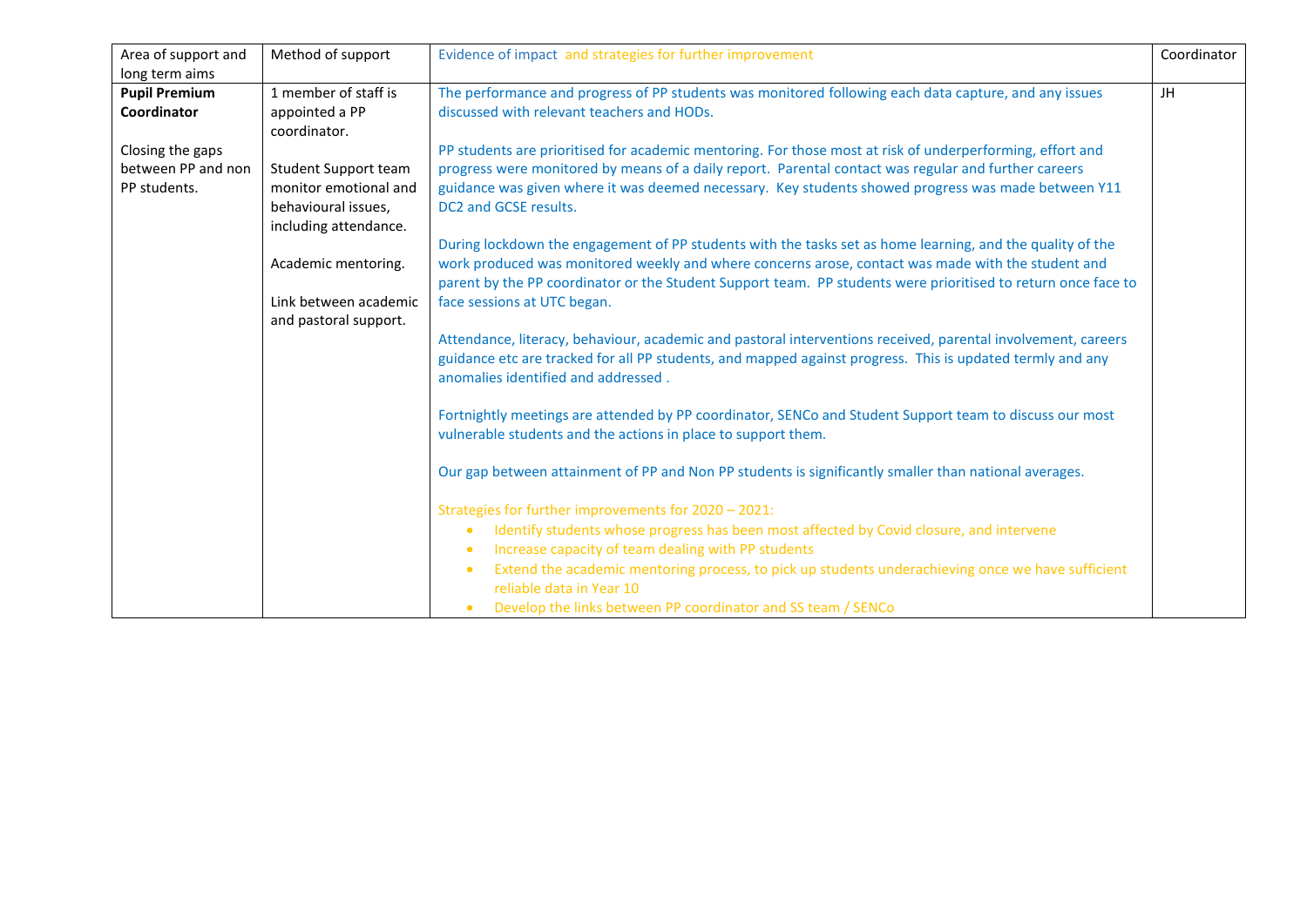| Area of support and long term aims | Method of support | Evidence of impact and strategies for further improvement | Coordinator |
|---|---|---|---|
| **Pupil Premium Coordinator**<br><br>Closing the gaps between PP and non PP students. | 1 member of staff is appointed a PP coordinator.<br><br>Student Support team monitor emotional and behavioural issues, including attendance.<br><br>Academic mentoring.<br><br>Link between academic and pastoral support. | The performance and progress of PP students was monitored following each data capture, and any issues discussed with relevant teachers and HODs.<br><br>PP students are prioritised for academic mentoring. For those most at risk of underperforming, effort and progress were monitored by means of a daily report. Parental contact was regular and further careers guidance was given where it was deemed necessary. Key students showed progress was made between Y11 DC2 and GCSE results.<br><br>During lockdown the engagement of PP students with the tasks set as home learning, and the quality of the work produced was monitored weekly and where concerns arose, contact was made with the student and parent by the PP coordinator or the Student Support team. PP students were prioritised to return once face to face sessions at UTC began.<br><br>Attendance, literacy, behaviour, academic and pastoral interventions received, parental involvement, careers guidance etc are tracked for all PP students, and mapped against progress. This is updated termly and any anomalies identified and addressed .<br><br>Fortnightly meetings are attended by PP coordinator, SENCo and Student Support team to discuss our most vulnerable students and the actions in place to support them.<br><br>Our gap between attainment of PP and Non PP students is significantly smaller than national averages.<br><br>Strategies for further improvements for 2020 – 2021:<br>• Identify students whose progress has been most affected by Covid closure, and intervene<br>• Increase capacity of team dealing with PP students<br>• Extend the academic mentoring process, to pick up students underachieving once we have sufficient reliable data in Year 10<br>• Develop the links between PP coordinator and SS team / SENCo | JH |